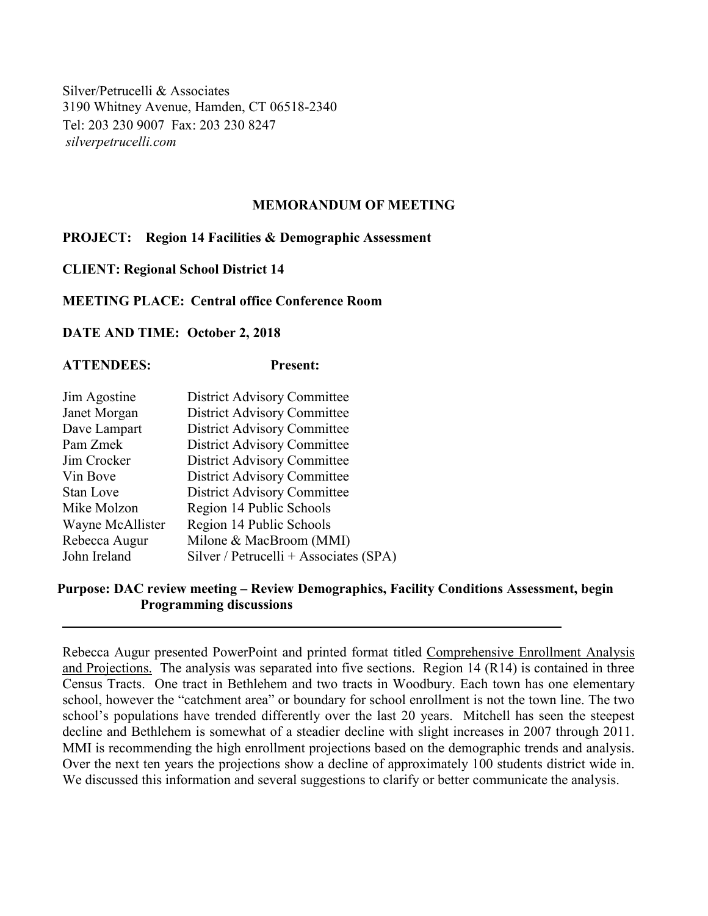Silver/Petrucelli & Associates
3190 Whitney Avenue, Hamden, CT 06518-2340
Tel: 203 230 9007 Fax: 203 230 8247
*silverpetrucelli.com*

## MEMORANDUM OF MEETING

**PROJECT: Region 14 Facilities & Demographic Assessment**

**CLIENT: Regional School District 14**

**MEETING PLACE: Central office Conference Room**

**DATE AND TIME: October 2, 2018**

**ATTENDEES: Present:**

| Name | Affiliation |
| --- | --- |
| Jim Agostine | District Advisory Committee |
| Janet Morgan | District Advisory Committee |
| Dave Lampart | District Advisory Committee |
| Pam Zmek | District Advisory Committee |
| Jim Crocker | District Advisory Committee |
| Vin Bove | District Advisory Committee |
| Stan Love | District Advisory Committee |
| Mike Molzon | Region 14 Public Schools |
| Wayne McAllister | Region 14 Public Schools |
| Rebecca Augur | Milone & MacBroom (MMI) |
| John Ireland | Silver / Petrucelli + Associates (SPA) |

**Purpose: DAC review meeting – Review Demographics, Facility Conditions Assessment, begin Programming discussions**

---

Rebecca Augur presented PowerPoint and printed format titled Comprehensive Enrollment Analysis and Projections. The analysis was separated into five sections. Region 14 (R14) is contained in three Census Tracts. One tract in Bethlehem and two tracts in Woodbury. Each town has one elementary school, however the "catchment area" or boundary for school enrollment is not the town line. The two school's populations have trended differently over the last 20 years. Mitchell has seen the steepest decline and Bethlehem is somewhat of a steadier decline with slight increases in 2007 through 2011. MMI is recommending the high enrollment projections based on the demographic trends and analysis. Over the next ten years the projections show a decline of approximately 100 students district wide in. We discussed this information and several suggestions to clarify or better communicate the analysis.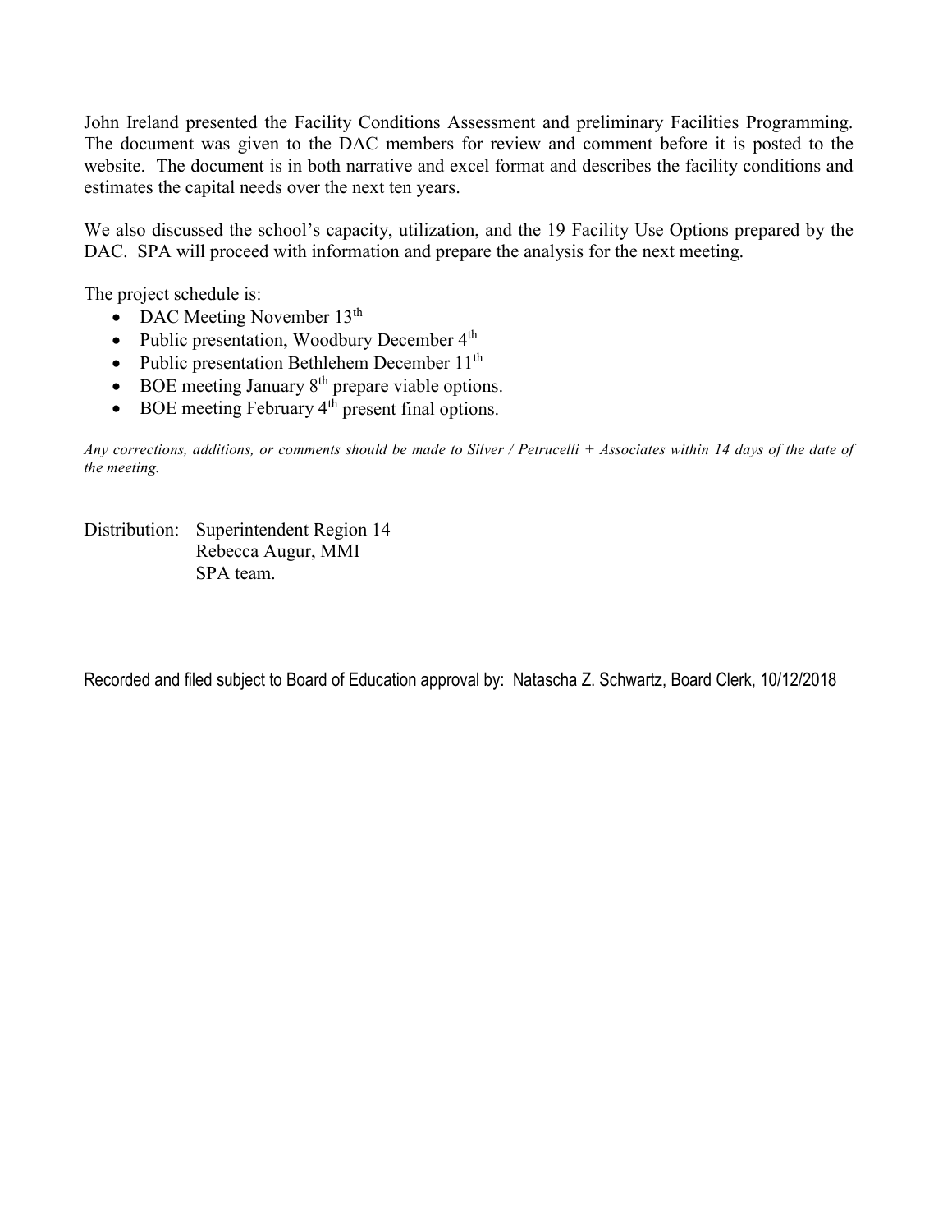John Ireland presented the Facility Conditions Assessment and preliminary Facilities Programming. The document was given to the DAC members for review and comment before it is posted to the website. The document is in both narrative and excel format and describes the facility conditions and estimates the capital needs over the next ten years.

We also discussed the school's capacity, utilization, and the 19 Facility Use Options prepared by the DAC. SPA will proceed with information and prepare the analysis for the next meeting.

The project schedule is:

- DAC Meeting November 13th
- Public presentation, Woodbury December 4th
- Public presentation Bethlehem December 11th
- BOE meeting January 8th prepare viable options.
- BOE meeting February 4th present final options.

*Any corrections, additions, or comments should be made to Silver / Petrucelli + Associates within 14 days of the date of the meeting.*

Distribution: Superintendent Region 14
Rebecca Augur, MMI
SPA team.

Recorded and filed subject to Board of Education approval by: Natascha Z. Schwartz, Board Clerk, 10/12/2018